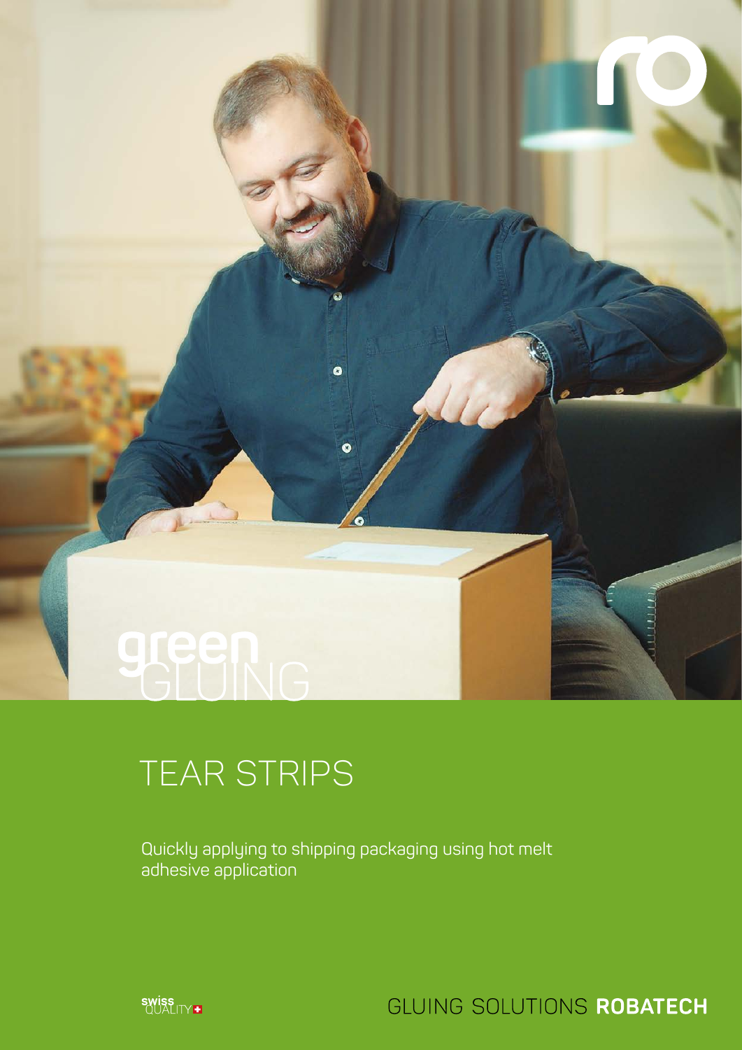green GLUING

# TEAR STRIPS

Quickly applying to shipping packaging using hot melt adhesive application

swiss QUALITY

GLUING SOLUTIONS **ROBATECH**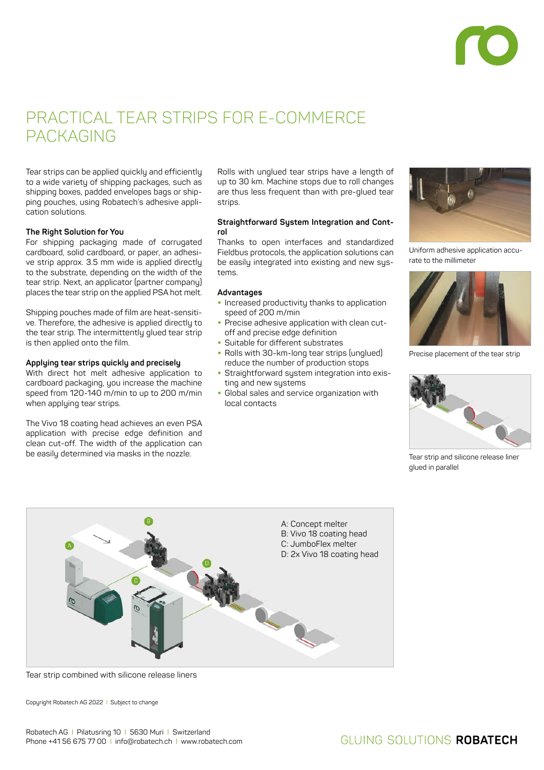# PRACTICAL TEAR STRIPS FOR E-COMMERCE PACKAGING

Tear strips can be applied quickly and efficiently to a wide variety of shipping packages, such as shipping boxes, padded envelopes bags or shipping pouches, using Robatech's adhesive application solutions.

### The Right Solution for You

For shipping packaging made of corrugated cardboard, solid cardboard, or paper, an adhesive strip approx. 3.5 mm wide is applied directly to the substrate, depending on the width of the tear strip. Next, an applicator (partner company) places the tear strip on the applied PSA hot melt.

Shipping pouches made of film are heat-sensitive. Therefore, the adhesive is applied directly to the tear strip. The intermittently glued tear strip is then applied onto the film.

### Applying tear strips quickly and precisely

With direct hot melt adhesive application to cardboard packaging, you increase the machine speed from 120-140 m/min to up to 200 m/min when applying tear strips.

The Vivo 18 coating head achieves an even PSA application with precise edge definition and clean cut-off. The width of the application can be easily determined via masks in the nozzle.

Rolls with unglued tear strips have a length of up to 30 km. Machine stops due to roll changes are thus less frequent than with pre-glued tear strips.

### Straightforward System Integration and Control

Thanks to open interfaces and standardized Fieldbus protocols, the application solutions can be easily integrated into existing and new systems.

### Advantages

- Increased productivity thanks to application speed of 200 m/min
- Precise adhesive application with clean cut-off and precise edge definition
- Suitable for different substrates
- Rolls with 30-km-long tear strips (unglued) reduce the number of production stops
- Straightforward system integration into existing and new systems
- Global sales and service organization with local contacts

Uniform adhesive application accurate to the millimeter

Precise placement of the tear strip

Tear strip and silicone release liner glued in parallel

A: Concept melter
B: Vivo 18 coating head
C: JumboFlex melter
D: 2x Vivo 18 coating head

Tear strip combined with silicone release liners

Copyright Robatech AG 2022 | Subject to change

Robatech AG | Pilatusring 10 | 5630 Muri | Switzerland
Phone +41 56 675 77 00 | info@robatech.ch | www.robatech.com

GLUING SOLUTIONS **ROBATECH**